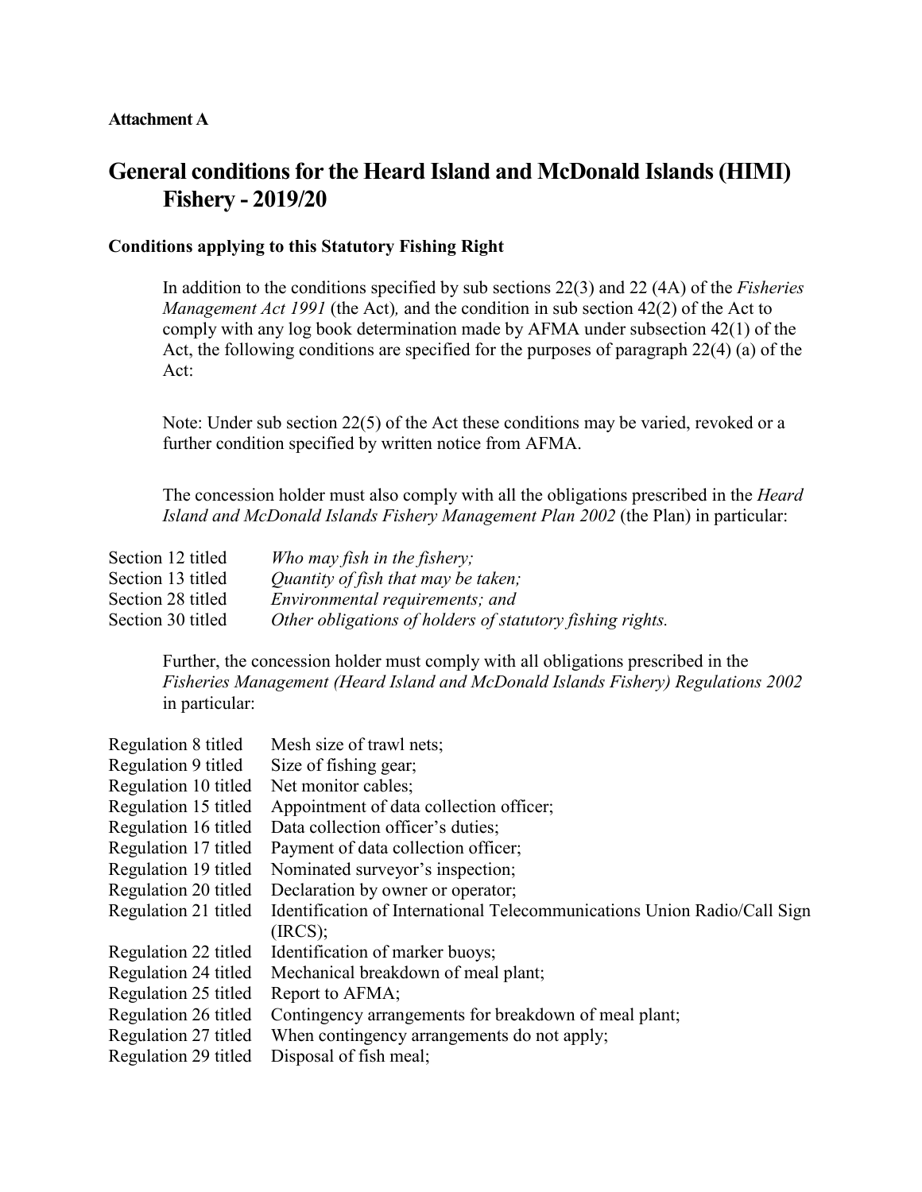**Attachment A**

# General conditions for the Heard Island and McDonald Islands (HIMI) Fishery - 2019/20

### Conditions applying to this Statutory Fishing Right

In addition to the conditions specified by sub sections 22(3) and 22 (4A) of the *Fisheries Management Act 1991* (the Act)*,* and the condition in sub section 42(2) of the Act to comply with any log book determination made by AFMA under subsection 42(1) of the Act, the following conditions are specified for the purposes of paragraph 22(4) (a) of the Act:

Note: Under sub section 22(5) of the Act these conditions may be varied, revoked or a further condition specified by written notice from AFMA.

The concession holder must also comply with all the obligations prescribed in the *Heard Island and McDonald Islands Fishery Management Plan 2002* (the Plan) in particular:

| | |
|---|---|
| Section 12 titled | *Who may fish in the fishery;* |
| Section 13 titled | *Quantity of fish that may be taken;* |
| Section 28 titled | *Environmental requirements; and* |
| Section 30 titled | *Other obligations of holders of statutory fishing rights.* |

Further, the concession holder must comply with all obligations prescribed in the *Fisheries Management (Heard Island and McDonald Islands Fishery) Regulations 2002* in particular:

| | |
|---|---|
| Regulation 8 titled | Mesh size of trawl nets; |
| Regulation 9 titled | Size of fishing gear; |
| Regulation 10 titled | Net monitor cables; |
| Regulation 15 titled | Appointment of data collection officer; |
| Regulation 16 titled | Data collection officer's duties; |
| Regulation 17 titled | Payment of data collection officer; |
| Regulation 19 titled | Nominated surveyor's inspection; |
| Regulation 20 titled | Declaration by owner or operator; |
| Regulation 21 titled | Identification of International Telecommunications Union Radio/Call Sign (IRCS); |
| Regulation 22 titled | Identification of marker buoys; |
| Regulation 24 titled | Mechanical breakdown of meal plant; |
| Regulation 25 titled | Report to AFMA; |
| Regulation 26 titled | Contingency arrangements for breakdown of meal plant; |
| Regulation 27 titled | When contingency arrangements do not apply; |
| Regulation 29 titled | Disposal of fish meal; |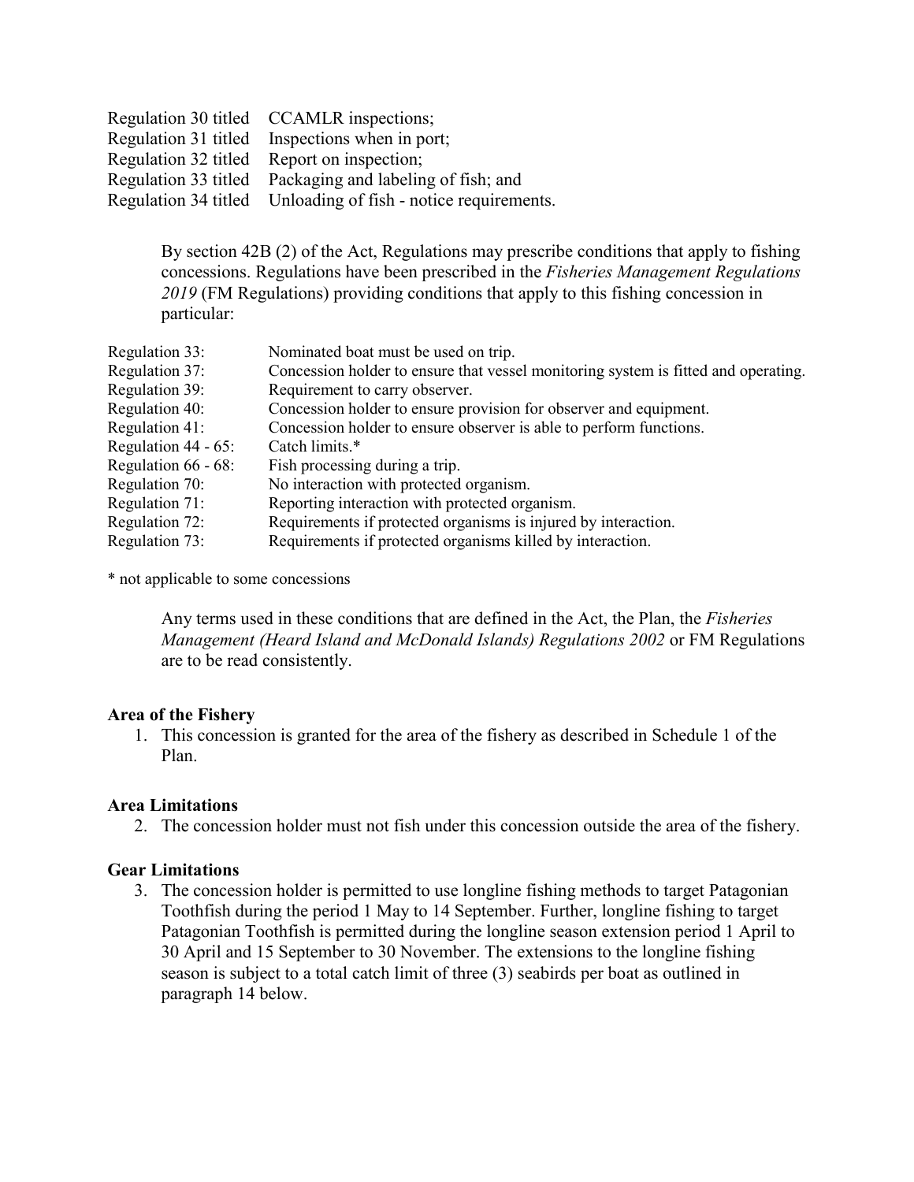| | |
|---|---|
| Regulation 30 titled | CCAMLR inspections; |
| Regulation 31 titled | Inspections when in port; |
| Regulation 32 titled | Report on inspection; |
| Regulation 33 titled | Packaging and labeling of fish; and |
| Regulation 34 titled | Unloading of fish - notice requirements. |

By section 42B (2) of the Act, Regulations may prescribe conditions that apply to fishing concessions. Regulations have been prescribed in the *Fisheries Management Regulations 2019* (FM Regulations) providing conditions that apply to this fishing concession in particular:

| | |
|---|---|
| Regulation 33: | Nominated boat must be used on trip. |
| Regulation 37: | Concession holder to ensure that vessel monitoring system is fitted and operating. |
| Regulation 39: | Requirement to carry observer. |
| Regulation 40: | Concession holder to ensure provision for observer and equipment. |
| Regulation 41: | Concession holder to ensure observer is able to perform functions. |
| Regulation 44 - 65: | Catch limits.* |
| Regulation 66 - 68: | Fish processing during a trip. |
| Regulation 70: | No interaction with protected organism. |
| Regulation 71: | Reporting interaction with protected organism. |
| Regulation 72: | Requirements if protected organisms is injured by interaction. |
| Regulation 73: | Requirements if protected organisms killed by interaction. |

\* not applicable to some concessions

Any terms used in these conditions that are defined in the Act, the Plan, the *Fisheries Management (Heard Island and McDonald Islands) Regulations 2002* or FM Regulations are to be read consistently.

**Area of the Fishery**

1. This concession is granted for the area of the fishery as described in Schedule 1 of the Plan.

**Area Limitations**

2. The concession holder must not fish under this concession outside the area of the fishery.

**Gear Limitations**

3. The concession holder is permitted to use longline fishing methods to target Patagonian Toothfish during the period 1 May to 14 September. Further, longline fishing to target Patagonian Toothfish is permitted during the longline season extension period 1 April to 30 April and 15 September to 30 November. The extensions to the longline fishing season is subject to a total catch limit of three (3) seabirds per boat as outlined in paragraph 14 below.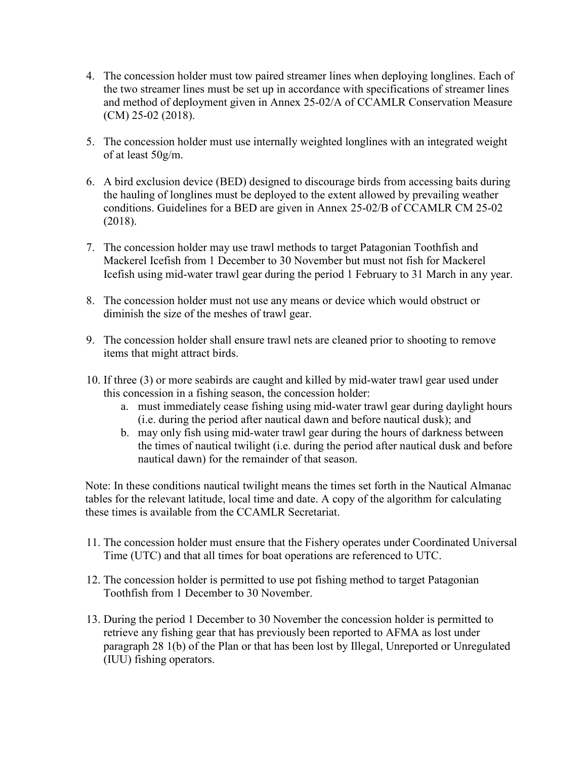4. The concession holder must tow paired streamer lines when deploying longlines. Each of the two streamer lines must be set up in accordance with specifications of streamer lines and method of deployment given in Annex 25-02/A of CCAMLR Conservation Measure (CM) 25-02 (2018).

5. The concession holder must use internally weighted longlines with an integrated weight of at least 50g/m.

6. A bird exclusion device (BED) designed to discourage birds from accessing baits during the hauling of longlines must be deployed to the extent allowed by prevailing weather conditions. Guidelines for a BED are given in Annex 25-02/B of CCAMLR CM 25-02 (2018).

7. The concession holder may use trawl methods to target Patagonian Toothfish and Mackerel Icefish from 1 December to 30 November but must not fish for Mackerel Icefish using mid-water trawl gear during the period 1 February to 31 March in any year.

8. The concession holder must not use any means or device which would obstruct or diminish the size of the meshes of trawl gear.

9. The concession holder shall ensure trawl nets are cleaned prior to shooting to remove items that might attract birds.

10. If three (3) or more seabirds are caught and killed by mid-water trawl gear used under this concession in a fishing season, the concession holder:
    a. must immediately cease fishing using mid-water trawl gear during daylight hours (i.e. during the period after nautical dawn and before nautical dusk); and
    b. may only fish using mid-water trawl gear during the hours of darkness between the times of nautical twilight (i.e. during the period after nautical dusk and before nautical dawn) for the remainder of that season.

Note: In these conditions nautical twilight means the times set forth in the Nautical Almanac tables for the relevant latitude, local time and date. A copy of the algorithm for calculating these times is available from the CCAMLR Secretariat.

11. The concession holder must ensure that the Fishery operates under Coordinated Universal Time (UTC) and that all times for boat operations are referenced to UTC.

12. The concession holder is permitted to use pot fishing method to target Patagonian Toothfish from 1 December to 30 November.

13. During the period 1 December to 30 November the concession holder is permitted to retrieve any fishing gear that has previously been reported to AFMA as lost under paragraph 28 1(b) of the Plan or that has been lost by Illegal, Unreported or Unregulated (IUU) fishing operators.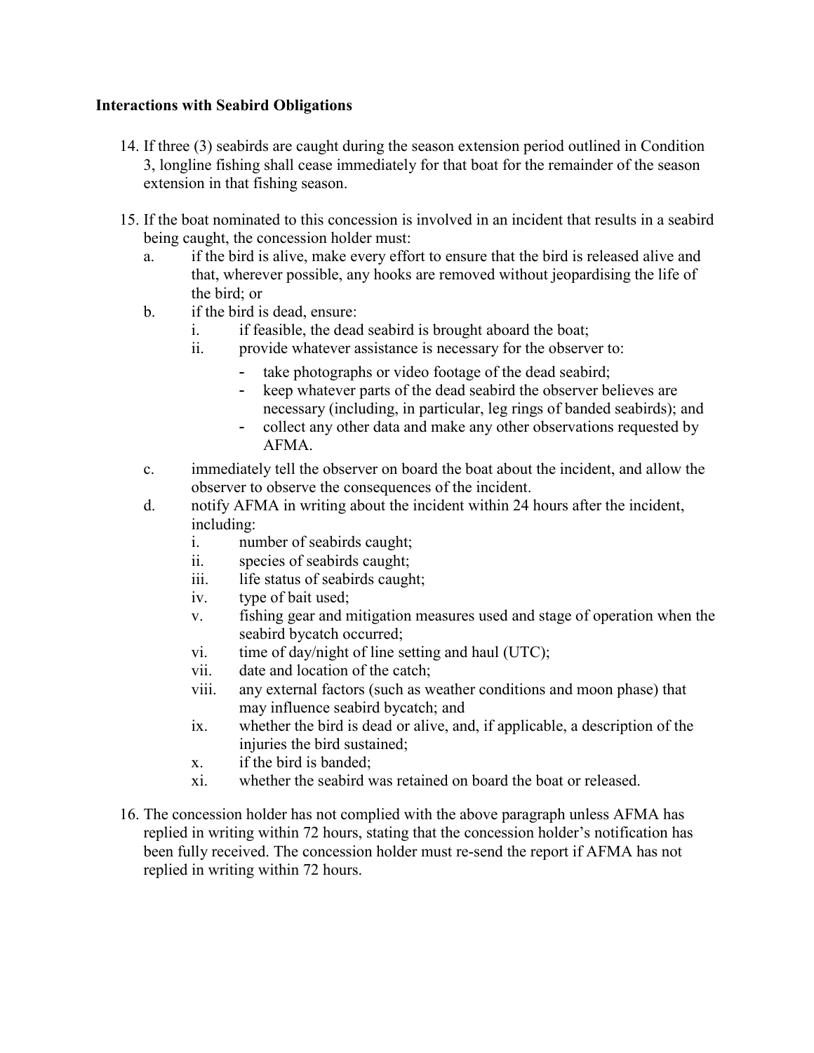**Interactions with Seabird Obligations**

14. If three (3) seabirds are caught during the season extension period outlined in Condition 3, longline fishing shall cease immediately for that boat for the remainder of the season extension in that fishing season.

15. If the boat nominated to this concession is involved in an incident that results in a seabird being caught, the concession holder must:
    a. if the bird is alive, make every effort to ensure that the bird is released alive and that, wherever possible, any hooks are removed without jeopardising the life of the bird; or
    b. if the bird is dead, ensure:
        i. if feasible, the dead seabird is brought aboard the boat;
        ii. provide whatever assistance is necessary for the observer to:
            - take photographs or video footage of the dead seabird;
            - keep whatever parts of the dead seabird the observer believes are necessary (including, in particular, leg rings of banded seabirds); and
            - collect any other data and make any other observations requested by AFMA.
    c. immediately tell the observer on board the boat about the incident, and allow the observer to observe the consequences of the incident.
    d. notify AFMA in writing about the incident within 24 hours after the incident, including:
        i. number of seabirds caught;
        ii. species of seabirds caught;
        iii. life status of seabirds caught;
        iv. type of bait used;
        v. fishing gear and mitigation measures used and stage of operation when the seabird bycatch occurred;
        vi. time of day/night of line setting and haul (UTC);
        vii. date and location of the catch;
        viii. any external factors (such as weather conditions and moon phase) that may influence seabird bycatch; and
        ix. whether the bird is dead or alive, and, if applicable, a description of the injuries the bird sustained;
        x. if the bird is banded;
        xi. whether the seabird was retained on board the boat or released.

16. The concession holder has not complied with the above paragraph unless AFMA has replied in writing within 72 hours, stating that the concession holder's notification has been fully received. The concession holder must re-send the report if AFMA has not replied in writing within 72 hours.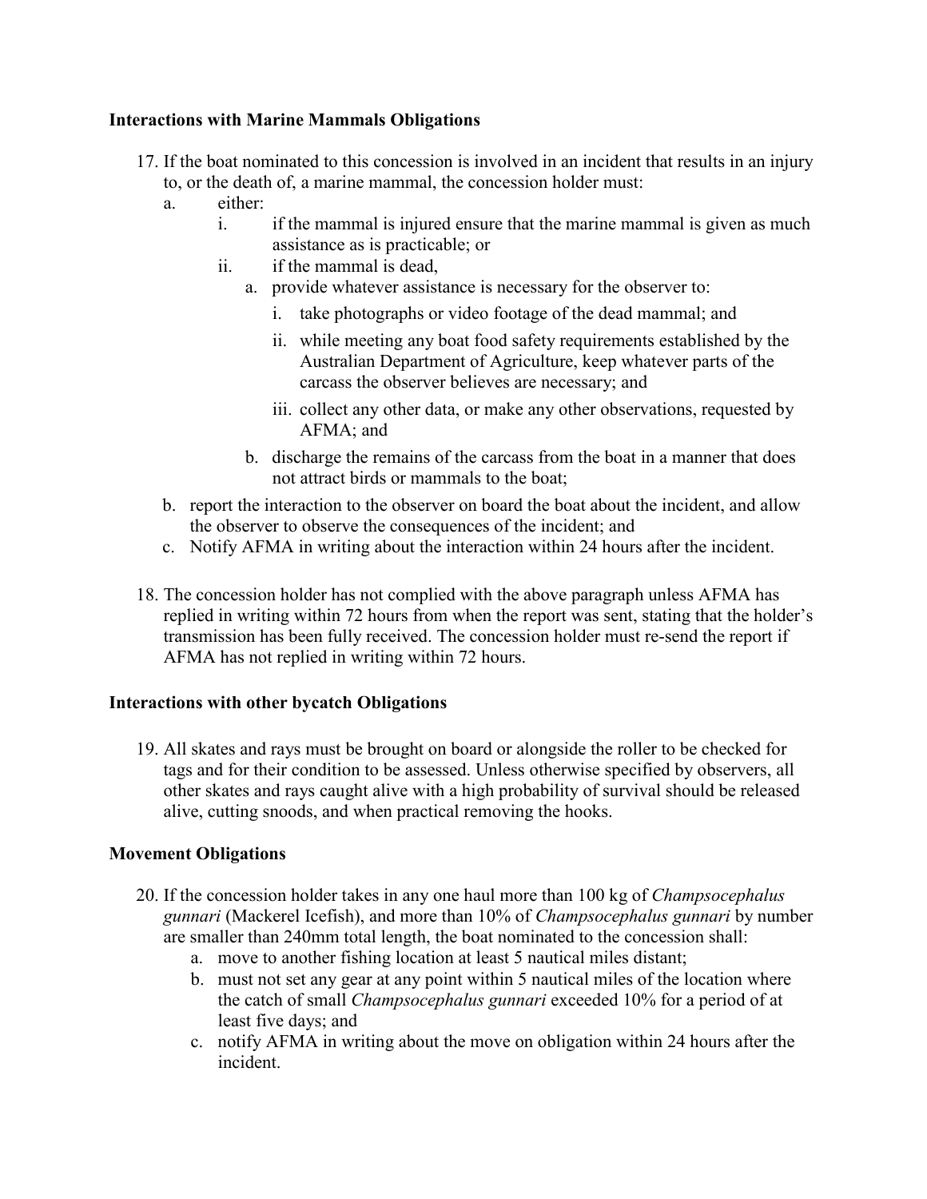**Interactions with Marine Mammals Obligations**

17. If the boat nominated to this concession is involved in an incident that results in an injury to, or the death of, a marine mammal, the concession holder must:
    a. either:
        i. if the mammal is injured ensure that the marine mammal is given as much assistance as is practicable; or
        ii. if the mammal is dead,
            a. provide whatever assistance is necessary for the observer to:
                i. take photographs or video footage of the dead mammal; and
                ii. while meeting any boat food safety requirements established by the Australian Department of Agriculture, keep whatever parts of the carcass the observer believes are necessary; and
                iii. collect any other data, or make any other observations, requested by AFMA; and
            b. discharge the remains of the carcass from the boat in a manner that does not attract birds or mammals to the boat;
    b. report the interaction to the observer on board the boat about the incident, and allow the observer to observe the consequences of the incident; and
    c. Notify AFMA in writing about the interaction within 24 hours after the incident.

18. The concession holder has not complied with the above paragraph unless AFMA has replied in writing within 72 hours from when the report was sent, stating that the holder's transmission has been fully received. The concession holder must re-send the report if AFMA has not replied in writing within 72 hours.

**Interactions with other bycatch Obligations**

19. All skates and rays must be brought on board or alongside the roller to be checked for tags and for their condition to be assessed. Unless otherwise specified by observers, all other skates and rays caught alive with a high probability of survival should be released alive, cutting snoods, and when practical removing the hooks.

**Movement Obligations**

20. If the concession holder takes in any one haul more than 100 kg of *Champsocephalus gunnari* (Mackerel Icefish), and more than 10% of *Champsocephalus gunnari* by number are smaller than 240mm total length, the boat nominated to the concession shall:
    a. move to another fishing location at least 5 nautical miles distant;
    b. must not set any gear at any point within 5 nautical miles of the location where the catch of small *Champsocephalus gunnari* exceeded 10% for a period of at least five days; and
    c. notify AFMA in writing about the move on obligation within 24 hours after the incident.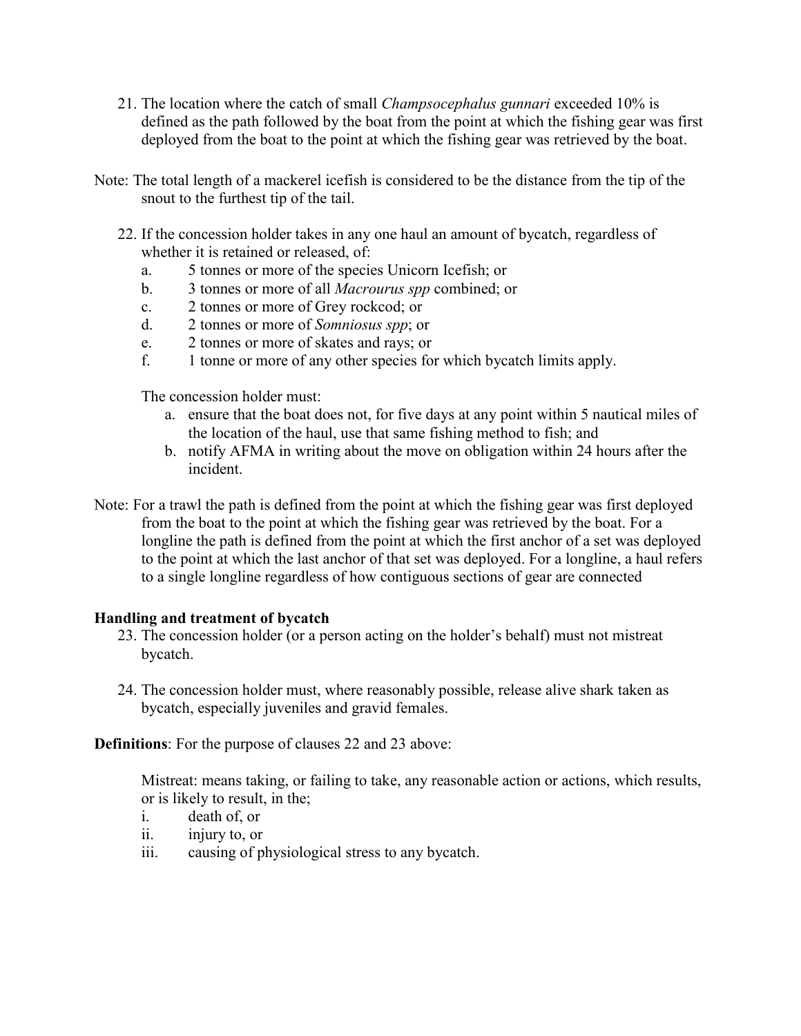21. The location where the catch of small *Champsocephalus gunnari* exceeded 10% is defined as the path followed by the boat from the point at which the fishing gear was first deployed from the boat to the point at which the fishing gear was retrieved by the boat.

Note: The total length of a mackerel icefish is considered to be the distance from the tip of the snout to the furthest tip of the tail.

22. If the concession holder takes in any one haul an amount of bycatch, regardless of whether it is retained or released, of:
    a. 5 tonnes or more of the species Unicorn Icefish; or
    b. 3 tonnes or more of all *Macrourus spp* combined; or
    c. 2 tonnes or more of Grey rockcod; or
    d. 2 tonnes or more of *Somniosus spp*; or
    e. 2 tonnes or more of skates and rays; or
    f. 1 tonne or more of any other species for which bycatch limits apply.

    The concession holder must:
    a. ensure that the boat does not, for five days at any point within 5 nautical miles of the location of the haul, use that same fishing method to fish; and
    b. notify AFMA in writing about the move on obligation within 24 hours after the incident.

Note: For a trawl the path is defined from the point at which the fishing gear was first deployed from the boat to the point at which the fishing gear was retrieved by the boat. For a longline the path is defined from the point at which the first anchor of a set was deployed to the point at which the last anchor of that set was deployed. For a longline, a haul refers to a single longline regardless of how contiguous sections of gear are connected

**Handling and treatment of bycatch**

23. The concession holder (or a person acting on the holder's behalf) must not mistreat bycatch.

24. The concession holder must, where reasonably possible, release alive shark taken as bycatch, especially juveniles and gravid females.

**Definitions**: For the purpose of clauses 22 and 23 above:

Mistreat: means taking, or failing to take, any reasonable action or actions, which results, or is likely to result, in the;

i. death of, or
ii. injury to, or
iii. causing of physiological stress to any bycatch.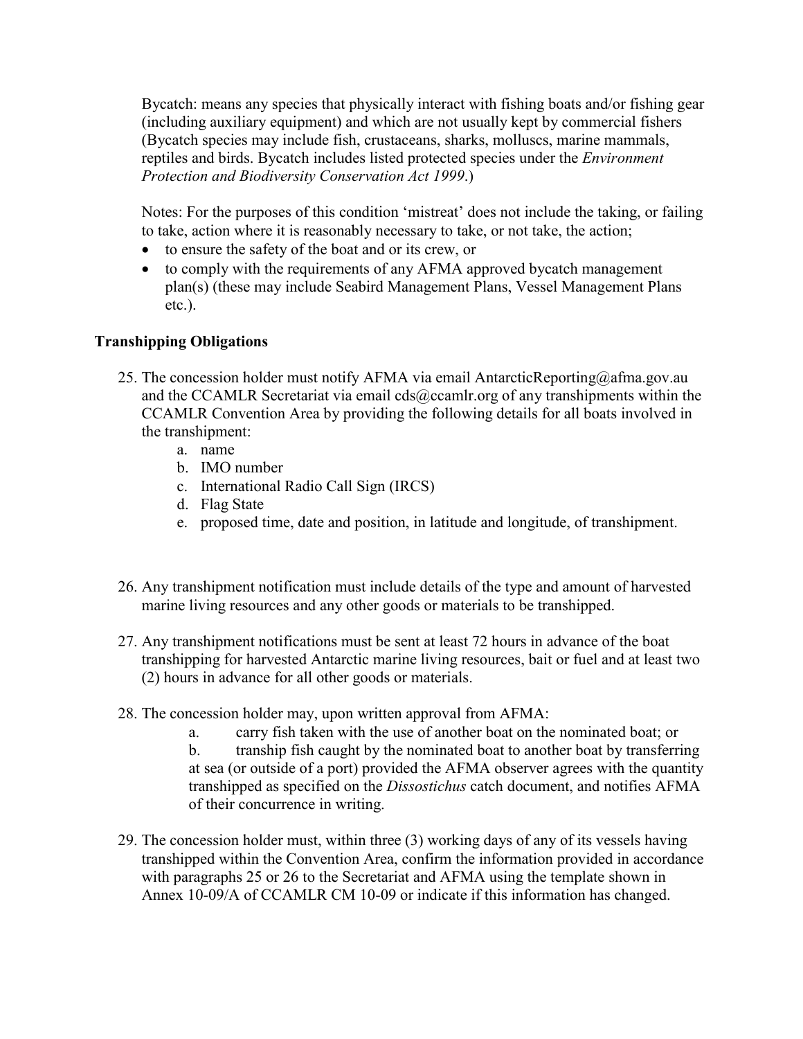Bycatch: means any species that physically interact with fishing boats and/or fishing gear (including auxiliary equipment) and which are not usually kept by commercial fishers (Bycatch species may include fish, crustaceans, sharks, molluscs, marine mammals, reptiles and birds. Bycatch includes listed protected species under the *Environment Protection and Biodiversity Conservation Act 1999*.)

Notes: For the purposes of this condition 'mistreat' does not include the taking, or failing to take, action where it is reasonably necessary to take, or not take, the action;

- to ensure the safety of the boat and or its crew, or
- to comply with the requirements of any AFMA approved bycatch management plan(s) (these may include Seabird Management Plans, Vessel Management Plans etc.).

## Transhipping Obligations

25. The concession holder must notify AFMA via email AntarcticReporting@afma.gov.au and the CCAMLR Secretariat via email cds@ccamlr.org of any transhipments within the CCAMLR Convention Area by providing the following details for all boats involved in the transhipment:
    a. name
    b. IMO number
    c. International Radio Call Sign (IRCS)
    d. Flag State
    e. proposed time, date and position, in latitude and longitude, of transhipment.

26. Any transhipment notification must include details of the type and amount of harvested marine living resources and any other goods or materials to be transhipped.

27. Any transhipment notifications must be sent at least 72 hours in advance of the boat transhipping for harvested Antarctic marine living resources, bait or fuel and at least two (2) hours in advance for all other goods or materials.

28. The concession holder may, upon written approval from AFMA:
    a. carry fish taken with the use of another boat on the nominated boat; or
    b. tranship fish caught by the nominated boat to another boat by transferring at sea (or outside of a port) provided the AFMA observer agrees with the quantity transhipped as specified on the *Dissostichus* catch document, and notifies AFMA of their concurrence in writing.

29. The concession holder must, within three (3) working days of any of its vessels having transhipped within the Convention Area, confirm the information provided in accordance with paragraphs 25 or 26 to the Secretariat and AFMA using the template shown in Annex 10-09/A of CCAMLR CM 10-09 or indicate if this information has changed.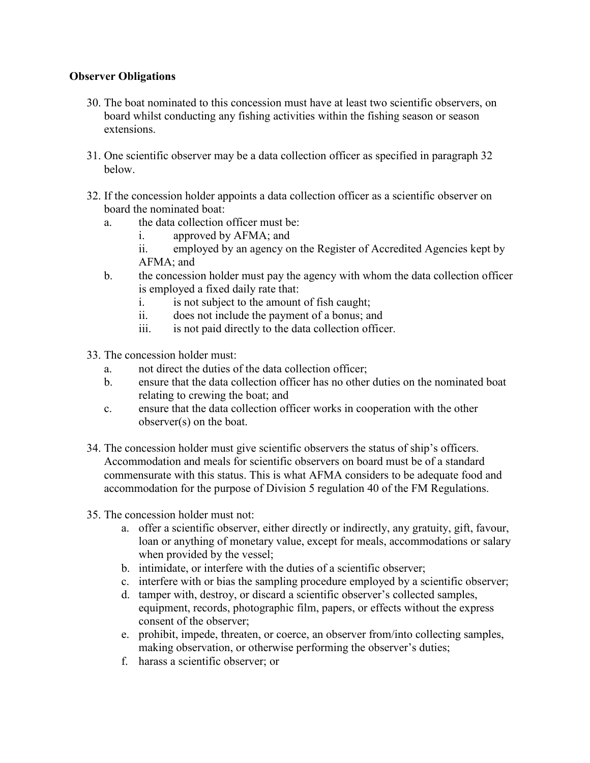**Observer Obligations**

30. The boat nominated to this concession must have at least two scientific observers, on board whilst conducting any fishing activities within the fishing season or season extensions.

31. One scientific observer may be a data collection officer as specified in paragraph 32 below.

32. If the concession holder appoints a data collection officer as a scientific observer on board the nominated boat:
    a. the data collection officer must be:
        i. approved by AFMA; and
        ii. employed by an agency on the Register of Accredited Agencies kept by AFMA; and
    b. the concession holder must pay the agency with whom the data collection officer is employed a fixed daily rate that:
        i. is not subject to the amount of fish caught;
        ii. does not include the payment of a bonus; and
        iii. is not paid directly to the data collection officer.

33. The concession holder must:
    a. not direct the duties of the data collection officer;
    b. ensure that the data collection officer has no other duties on the nominated boat relating to crewing the boat; and
    c. ensure that the data collection officer works in cooperation with the other observer(s) on the boat.

34. The concession holder must give scientific observers the status of ship's officers. Accommodation and meals for scientific observers on board must be of a standard commensurate with this status. This is what AFMA considers to be adequate food and accommodation for the purpose of Division 5 regulation 40 of the FM Regulations.

35. The concession holder must not:
    a. offer a scientific observer, either directly or indirectly, any gratuity, gift, favour, loan or anything of monetary value, except for meals, accommodations or salary when provided by the vessel;
    b. intimidate, or interfere with the duties of a scientific observer;
    c. interfere with or bias the sampling procedure employed by a scientific observer;
    d. tamper with, destroy, or discard a scientific observer's collected samples, equipment, records, photographic film, papers, or effects without the express consent of the observer;
    e. prohibit, impede, threaten, or coerce, an observer from/into collecting samples, making observation, or otherwise performing the observer's duties;
    f. harass a scientific observer; or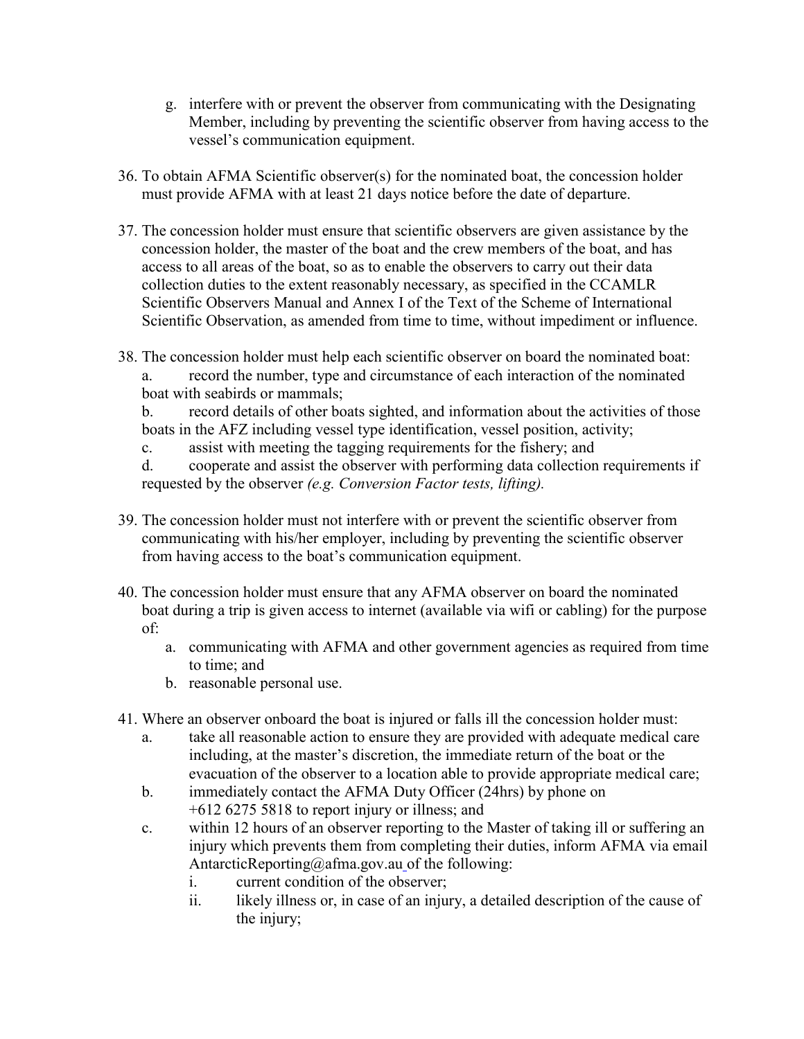g. interfere with or prevent the observer from communicating with the Designating Member, including by preventing the scientific observer from having access to the vessel's communication equipment.

36. To obtain AFMA Scientific observer(s) for the nominated boat, the concession holder must provide AFMA with at least 21 days notice before the date of departure.

37. The concession holder must ensure that scientific observers are given assistance by the concession holder, the master of the boat and the crew members of the boat, and has access to all areas of the boat, so as to enable the observers to carry out their data collection duties to the extent reasonably necessary, as specified in the CCAMLR Scientific Observers Manual and Annex I of the Text of the Scheme of International Scientific Observation, as amended from time to time, without impediment or influence.

38. The concession holder must help each scientific observer on board the nominated boat:
    a. record the number, type and circumstance of each interaction of the nominated boat with seabirds or mammals;
    b. record details of other boats sighted, and information about the activities of those boats in the AFZ including vessel type identification, vessel position, activity;
    c. assist with meeting the tagging requirements for the fishery; and
    d. cooperate and assist the observer with performing data collection requirements if requested by the observer *(e.g. Conversion Factor tests, lifting).*

39. The concession holder must not interfere with or prevent the scientific observer from communicating with his/her employer, including by preventing the scientific observer from having access to the boat's communication equipment.

40. The concession holder must ensure that any AFMA observer on board the nominated boat during a trip is given access to internet (available via wifi or cabling) for the purpose of:
    a. communicating with AFMA and other government agencies as required from time to time; and
    b. reasonable personal use.

41. Where an observer onboard the boat is injured or falls ill the concession holder must:
    a. take all reasonable action to ensure they are provided with adequate medical care including, at the master's discretion, the immediate return of the boat or the evacuation of the observer to a location able to provide appropriate medical care;
    b. immediately contact the AFMA Duty Officer (24hrs) by phone on +612 6275 5818 to report injury or illness; and
    c. within 12 hours of an observer reporting to the Master of taking ill or suffering an injury which prevents them from completing their duties, inform AFMA via email AntarcticReporting@afma.gov.au of the following:
        i. current condition of the observer;
        ii. likely illness or, in case of an injury, a detailed description of the cause of the injury;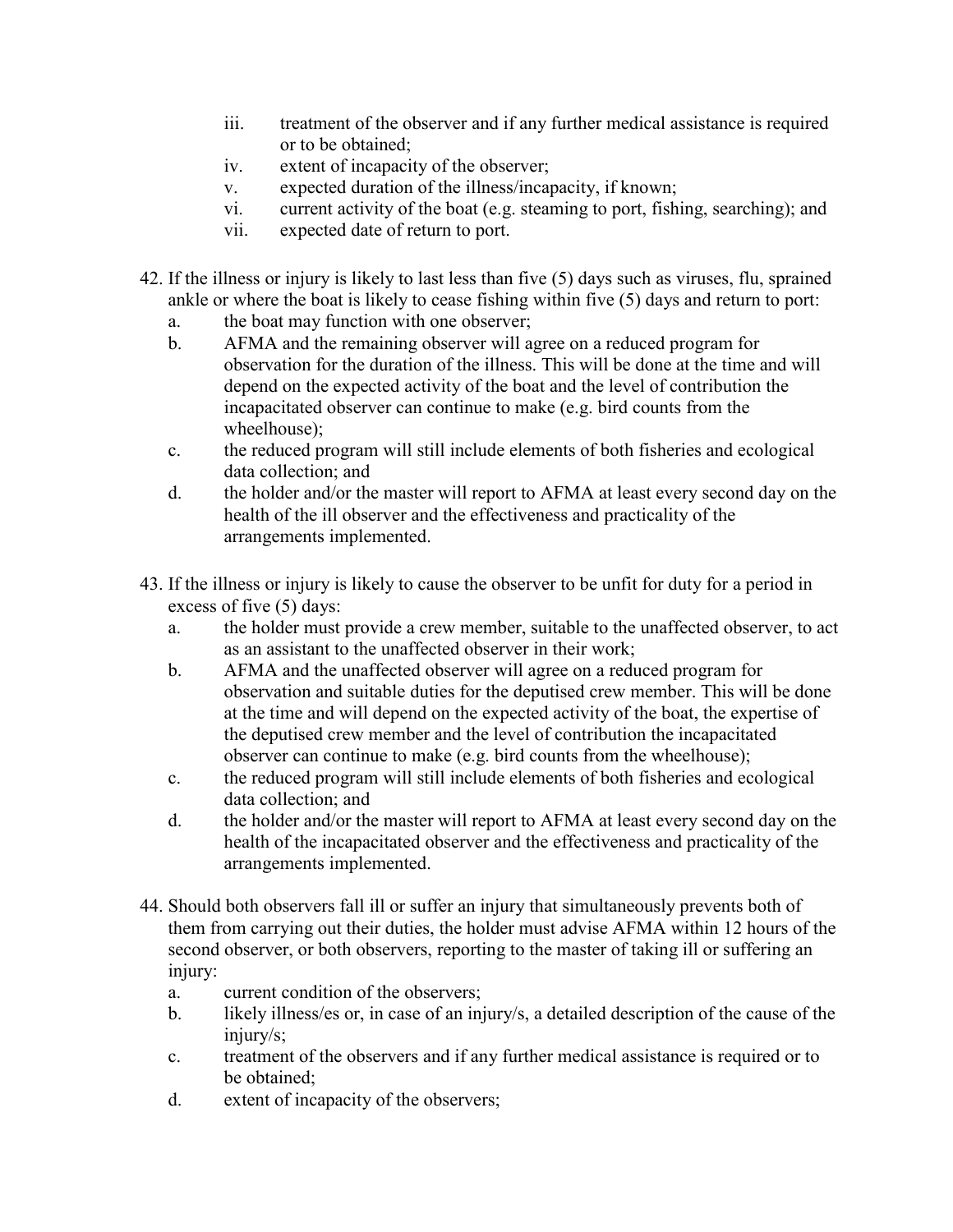iii. treatment of the observer and if any further medical assistance is required or to be obtained;
iv. extent of incapacity of the observer;
v. expected duration of the illness/incapacity, if known;
vi. current activity of the boat (e.g. steaming to port, fishing, searching); and
vii. expected date of return to port.

42. If the illness or injury is likely to last less than five (5) days such as viruses, flu, sprained ankle or where the boat is likely to cease fishing within five (5) days and return to port:
    a. the boat may function with one observer;
    b. AFMA and the remaining observer will agree on a reduced program for observation for the duration of the illness. This will be done at the time and will depend on the expected activity of the boat and the level of contribution the incapacitated observer can continue to make (e.g. bird counts from the wheelhouse);
    c. the reduced program will still include elements of both fisheries and ecological data collection; and
    d. the holder and/or the master will report to AFMA at least every second day on the health of the ill observer and the effectiveness and practicality of the arrangements implemented.

43. If the illness or injury is likely to cause the observer to be unfit for duty for a period in excess of five (5) days:
    a. the holder must provide a crew member, suitable to the unaffected observer, to act as an assistant to the unaffected observer in their work;
    b. AFMA and the unaffected observer will agree on a reduced program for observation and suitable duties for the deputised crew member. This will be done at the time and will depend on the expected activity of the boat, the expertise of the deputised crew member and the level of contribution the incapacitated observer can continue to make (e.g. bird counts from the wheelhouse);
    c. the reduced program will still include elements of both fisheries and ecological data collection; and
    d. the holder and/or the master will report to AFMA at least every second day on the health of the incapacitated observer and the effectiveness and practicality of the arrangements implemented.

44. Should both observers fall ill or suffer an injury that simultaneously prevents both of them from carrying out their duties, the holder must advise AFMA within 12 hours of the second observer, or both observers, reporting to the master of taking ill or suffering an injury:
    a. current condition of the observers;
    b. likely illness/es or, in case of an injury/s, a detailed description of the cause of the injury/s;
    c. treatment of the observers and if any further medical assistance is required or to be obtained;
    d. extent of incapacity of the observers;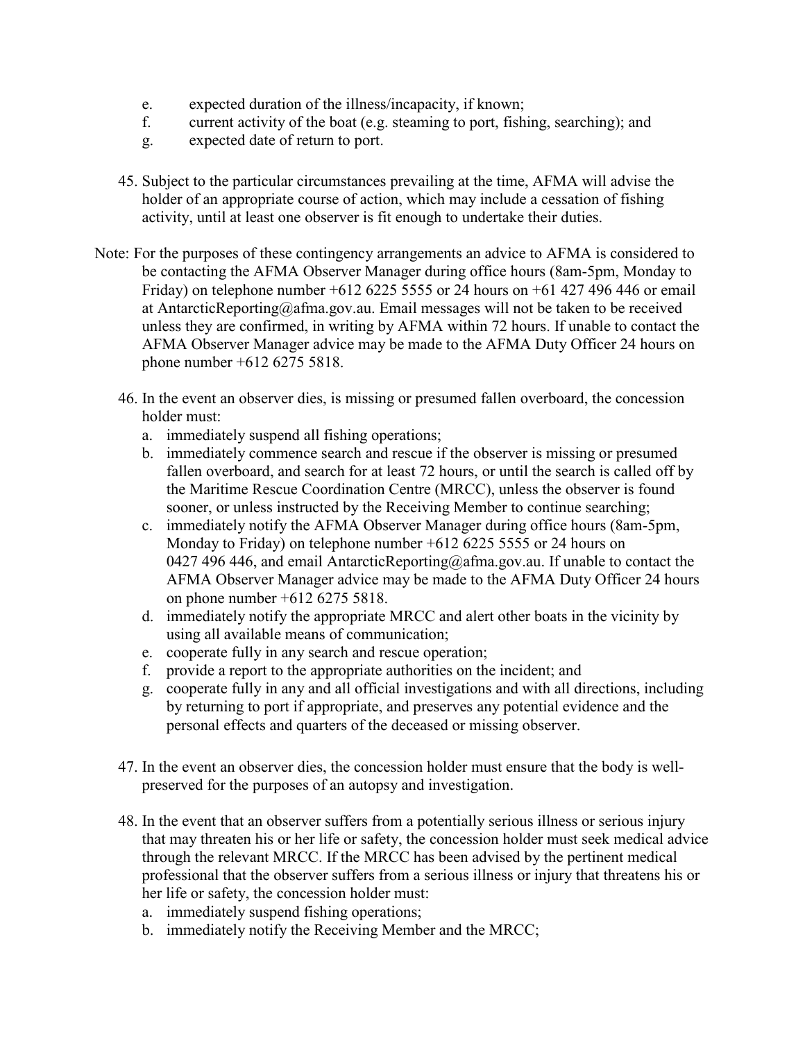e. expected duration of the illness/incapacity, if known;
f. current activity of the boat (e.g. steaming to port, fishing, searching); and
g. expected date of return to port.

45. Subject to the particular circumstances prevailing at the time, AFMA will advise the holder of an appropriate course of action, which may include a cessation of fishing activity, until at least one observer is fit enough to undertake their duties.

Note: For the purposes of these contingency arrangements an advice to AFMA is considered to be contacting the AFMA Observer Manager during office hours (8am-5pm, Monday to Friday) on telephone number +612 6225 5555 or 24 hours on +61 427 496 446 or email at AntarcticReporting@afma.gov.au. Email messages will not be taken to be received unless they are confirmed, in writing by AFMA within 72 hours. If unable to contact the AFMA Observer Manager advice may be made to the AFMA Duty Officer 24 hours on phone number +612 6275 5818.

46. In the event an observer dies, is missing or presumed fallen overboard, the concession holder must:
    a. immediately suspend all fishing operations;
    b. immediately commence search and rescue if the observer is missing or presumed fallen overboard, and search for at least 72 hours, or until the search is called off by the Maritime Rescue Coordination Centre (MRCC), unless the observer is found sooner, or unless instructed by the Receiving Member to continue searching;
    c. immediately notify the AFMA Observer Manager during office hours (8am-5pm, Monday to Friday) on telephone number +612 6225 5555 or 24 hours on 0427 496 446, and email AntarcticReporting@afma.gov.au. If unable to contact the AFMA Observer Manager advice may be made to the AFMA Duty Officer 24 hours on phone number +612 6275 5818.
    d. immediately notify the appropriate MRCC and alert other boats in the vicinity by using all available means of communication;
    e. cooperate fully in any search and rescue operation;
    f. provide a report to the appropriate authorities on the incident; and
    g. cooperate fully in any and all official investigations and with all directions, including by returning to port if appropriate, and preserves any potential evidence and the personal effects and quarters of the deceased or missing observer.

47. In the event an observer dies, the concession holder must ensure that the body is well-preserved for the purposes of an autopsy and investigation.

48. In the event that an observer suffers from a potentially serious illness or serious injury that may threaten his or her life or safety, the concession holder must seek medical advice through the relevant MRCC. If the MRCC has been advised by the pertinent medical professional that the observer suffers from a serious illness or injury that threatens his or her life or safety, the concession holder must:
    a. immediately suspend fishing operations;
    b. immediately notify the Receiving Member and the MRCC;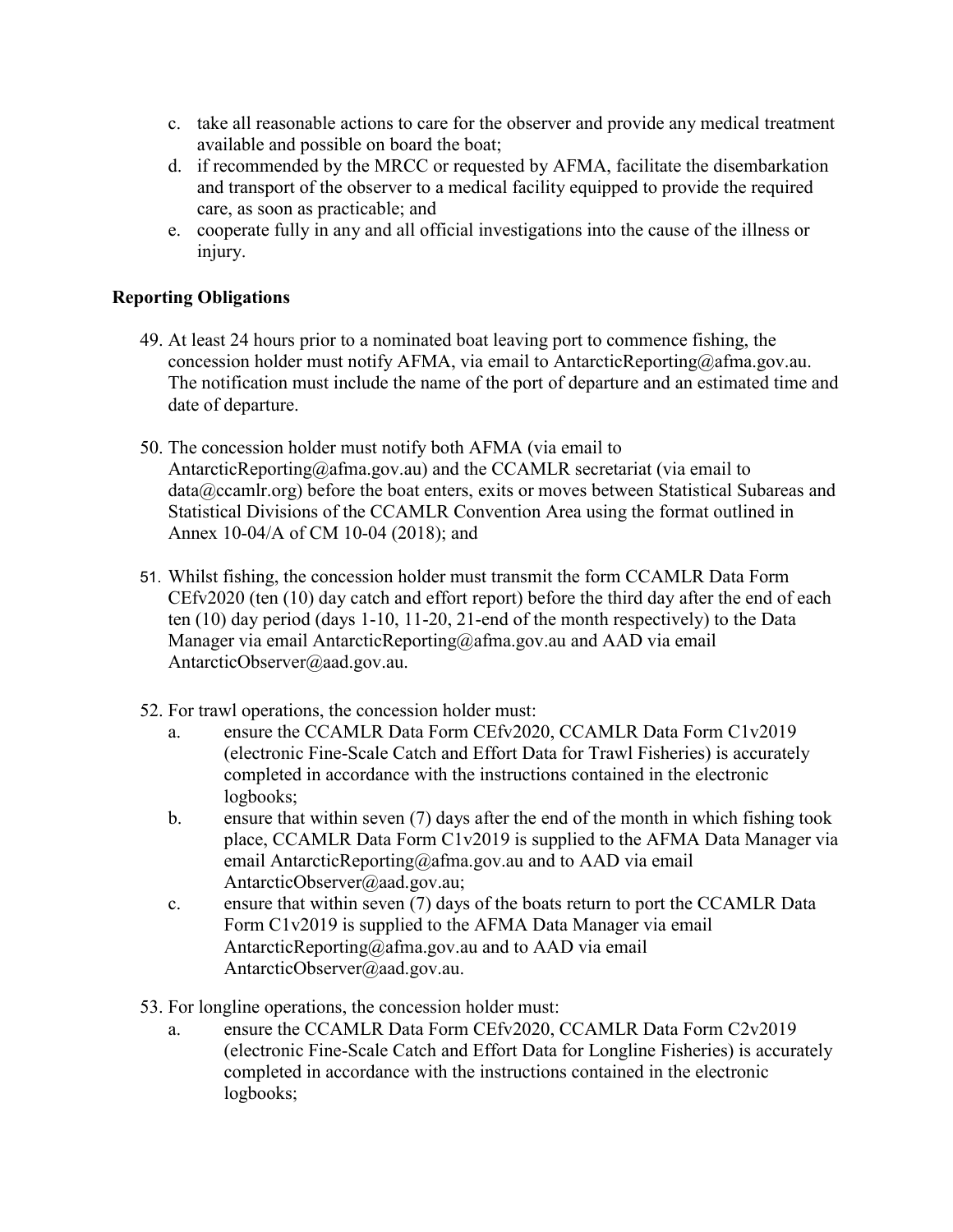c. take all reasonable actions to care for the observer and provide any medical treatment available and possible on board the boat;
d. if recommended by the MRCC or requested by AFMA, facilitate the disembarkation and transport of the observer to a medical facility equipped to provide the required care, as soon as practicable; and
e. cooperate fully in any and all official investigations into the cause of the illness or injury.

**Reporting Obligations**

49. At least 24 hours prior to a nominated boat leaving port to commence fishing, the concession holder must notify AFMA, via email to AntarcticReporting@afma.gov.au. The notification must include the name of the port of departure and an estimated time and date of departure.

50. The concession holder must notify both AFMA (via email to AntarcticReporting@afma.gov.au) and the CCAMLR secretariat (via email to data@ccamlr.org) before the boat enters, exits or moves between Statistical Subareas and Statistical Divisions of the CCAMLR Convention Area using the format outlined in Annex 10-04/A of CM 10-04 (2018); and

51. Whilst fishing, the concession holder must transmit the form CCAMLR Data Form CEfv2020 (ten (10) day catch and effort report) before the third day after the end of each ten (10) day period (days 1-10, 11-20, 21-end of the month respectively) to the Data Manager via email AntarcticReporting@afma.gov.au and AAD via email AntarcticObserver@aad.gov.au.

52. For trawl operations, the concession holder must:
    a. ensure the CCAMLR Data Form CEfv2020, CCAMLR Data Form C1v2019 (electronic Fine-Scale Catch and Effort Data for Trawl Fisheries) is accurately completed in accordance with the instructions contained in the electronic logbooks;
    b. ensure that within seven (7) days after the end of the month in which fishing took place, CCAMLR Data Form C1v2019 is supplied to the AFMA Data Manager via email AntarcticReporting@afma.gov.au and to AAD via email AntarcticObserver@aad.gov.au;
    c. ensure that within seven (7) days of the boats return to port the CCAMLR Data Form C1v2019 is supplied to the AFMA Data Manager via email AntarcticReporting@afma.gov.au and to AAD via email AntarcticObserver@aad.gov.au.

53. For longline operations, the concession holder must:
    a. ensure the CCAMLR Data Form CEfv2020, CCAMLR Data Form C2v2019 (electronic Fine-Scale Catch and Effort Data for Longline Fisheries) is accurately completed in accordance with the instructions contained in the electronic logbooks;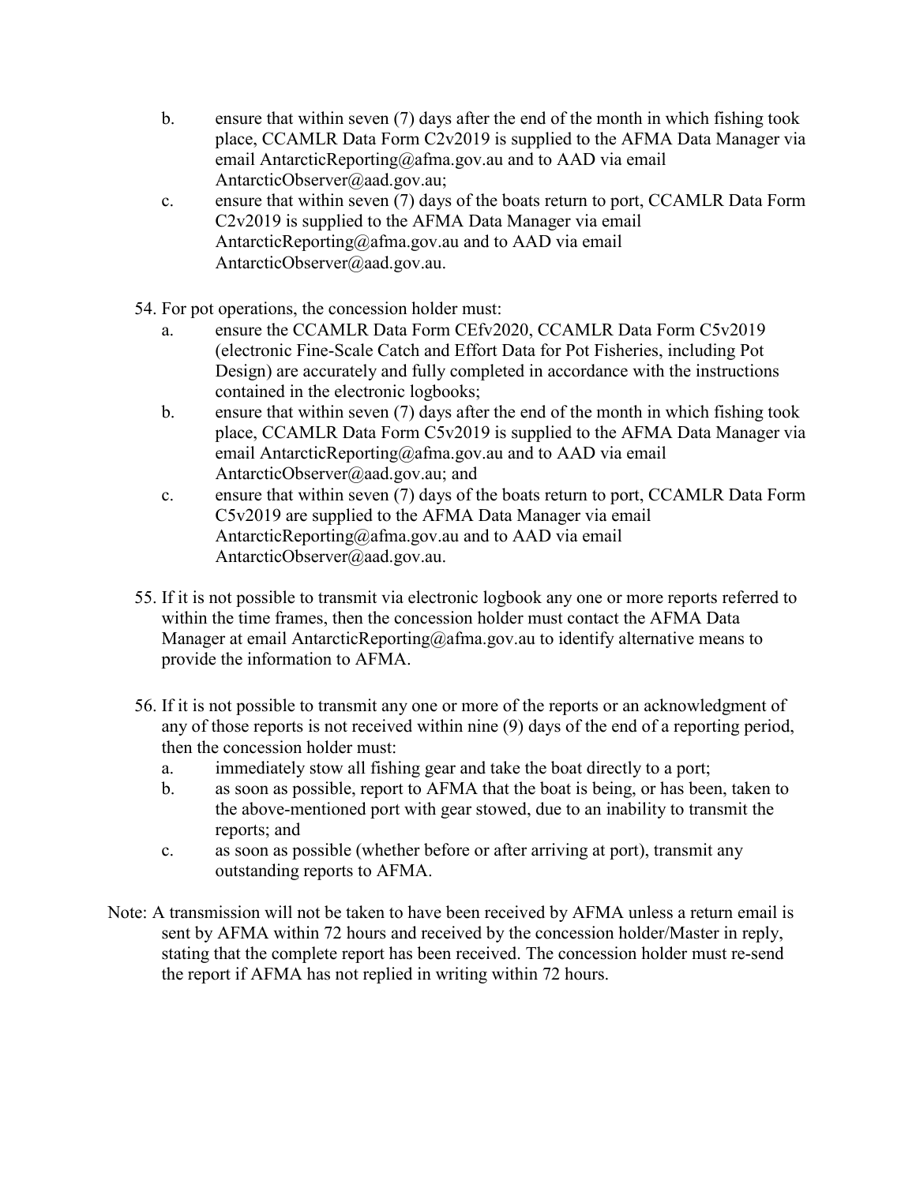b. ensure that within seven (7) days after the end of the month in which fishing took place, CCAMLR Data Form C2v2019 is supplied to the AFMA Data Manager via email AntarcticReporting@afma.gov.au and to AAD via email AntarcticObserver@aad.gov.au;

c. ensure that within seven (7) days of the boats return to port, CCAMLR Data Form C2v2019 is supplied to the AFMA Data Manager via email AntarcticReporting@afma.gov.au and to AAD via email AntarcticObserver@aad.gov.au.

54. For pot operations, the concession holder must:

    a. ensure the CCAMLR Data Form CEfv2020, CCAMLR Data Form C5v2019 (electronic Fine-Scale Catch and Effort Data for Pot Fisheries, including Pot Design) are accurately and fully completed in accordance with the instructions contained in the electronic logbooks;

    b. ensure that within seven (7) days after the end of the month in which fishing took place, CCAMLR Data Form C5v2019 is supplied to the AFMA Data Manager via email AntarcticReporting@afma.gov.au and to AAD via email AntarcticObserver@aad.gov.au; and

    c. ensure that within seven (7) days of the boats return to port, CCAMLR Data Form C5v2019 are supplied to the AFMA Data Manager via email AntarcticReporting@afma.gov.au and to AAD via email AntarcticObserver@aad.gov.au.

55. If it is not possible to transmit via electronic logbook any one or more reports referred to within the time frames, then the concession holder must contact the AFMA Data Manager at email AntarcticReporting@afma.gov.au to identify alternative means to provide the information to AFMA.

56. If it is not possible to transmit any one or more of the reports or an acknowledgment of any of those reports is not received within nine (9) days of the end of a reporting period, then the concession holder must:

    a. immediately stow all fishing gear and take the boat directly to a port;

    b. as soon as possible, report to AFMA that the boat is being, or has been, taken to the above-mentioned port with gear stowed, due to an inability to transmit the reports; and

    c. as soon as possible (whether before or after arriving at port), transmit any outstanding reports to AFMA.

Note: A transmission will not be taken to have been received by AFMA unless a return email is sent by AFMA within 72 hours and received by the concession holder/Master in reply, stating that the complete report has been received. The concession holder must re-send the report if AFMA has not replied in writing within 72 hours.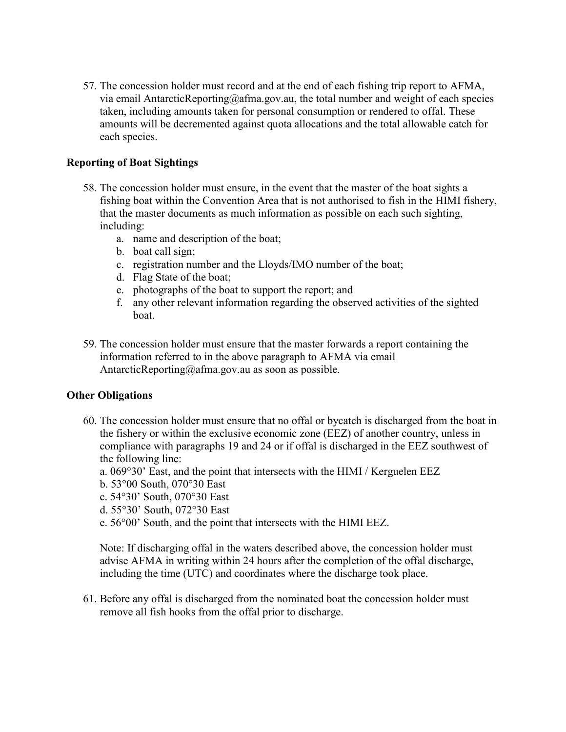57. The concession holder must record and at the end of each fishing trip report to AFMA, via email AntarcticReporting@afma.gov.au, the total number and weight of each species taken, including amounts taken for personal consumption or rendered to offal. These amounts will be decremented against quota allocations and the total allowable catch for each species.

**Reporting of Boat Sightings**

58. The concession holder must ensure, in the event that the master of the boat sights a fishing boat within the Convention Area that is not authorised to fish in the HIMI fishery, that the master documents as much information as possible on each such sighting, including:
    a. name and description of the boat;
    b. boat call sign;
    c. registration number and the Lloyds/IMO number of the boat;
    d. Flag State of the boat;
    e. photographs of the boat to support the report; and
    f. any other relevant information regarding the observed activities of the sighted boat.

59. The concession holder must ensure that the master forwards a report containing the information referred to in the above paragraph to AFMA via email AntarcticReporting@afma.gov.au as soon as possible.

**Other Obligations**

60. The concession holder must ensure that no offal or bycatch is discharged from the boat in the fishery or within the exclusive economic zone (EEZ) of another country, unless in compliance with paragraphs 19 and 24 or if offal is discharged in the EEZ southwest of the following line:

    a. 069°30' East, and the point that intersects with the HIMI / Kerguelen EEZ
    b. 53°00 South, 070°30 East
    c. 54°30' South, 070°30 East
    d. 55°30' South, 072°30 East
    e. 56°00' South, and the point that intersects with the HIMI EEZ.

    Note: If discharging offal in the waters described above, the concession holder must advise AFMA in writing within 24 hours after the completion of the offal discharge, including the time (UTC) and coordinates where the discharge took place.

61. Before any offal is discharged from the nominated boat the concession holder must remove all fish hooks from the offal prior to discharge.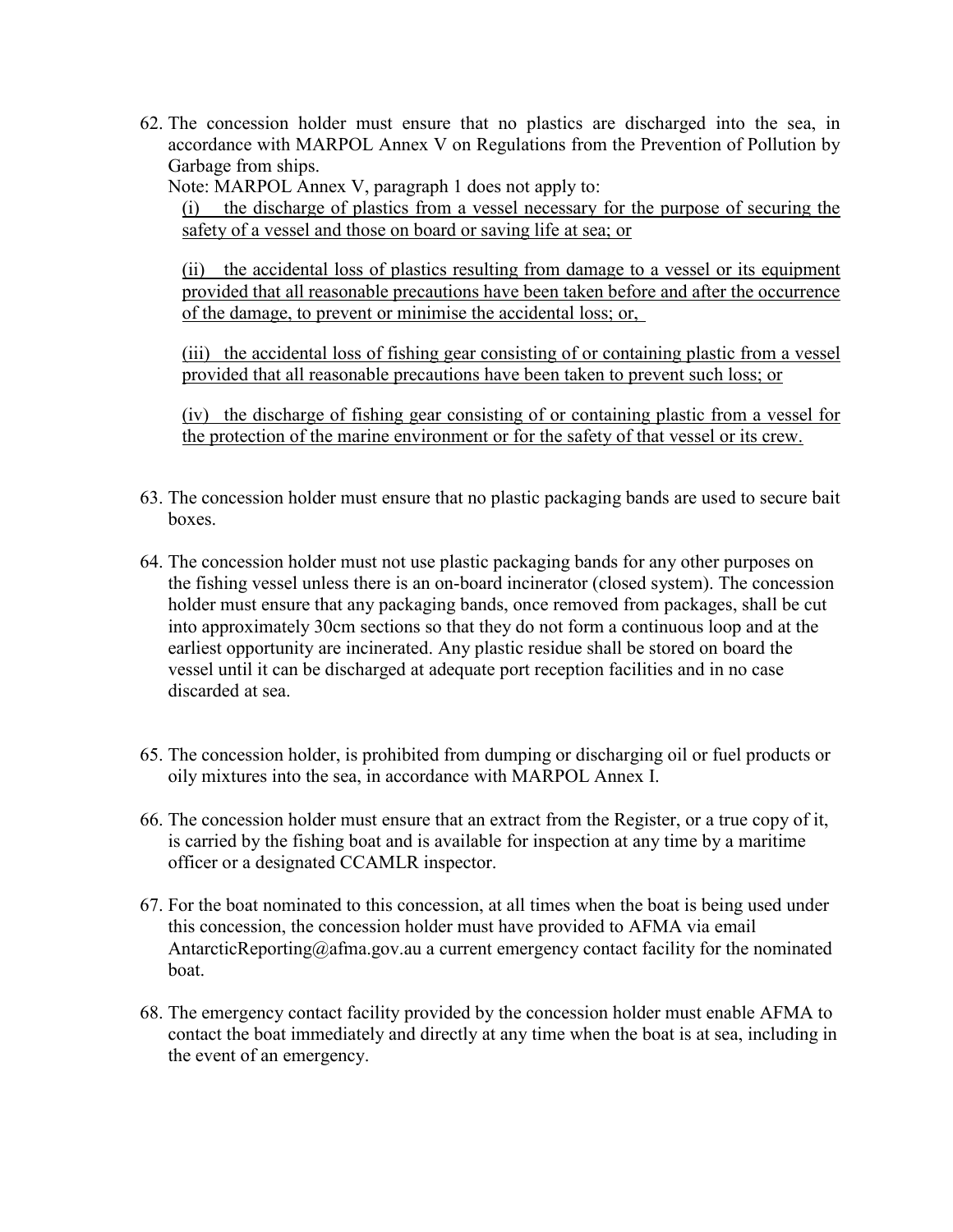62. The concession holder must ensure that no plastics are discharged into the sea, in accordance with MARPOL Annex V on Regulations from the Prevention of Pollution by Garbage from ships.

    Note: MARPOL Annex V, paragraph 1 does not apply to:

    <u>(i) the discharge of plastics from a vessel necessary for the purpose of securing the safety of a vessel and those on board or saving life at sea; or</u>

    <u>(ii) the accidental loss of plastics resulting from damage to a vessel or its equipment provided that all reasonable precautions have been taken before and after the occurrence of the damage, to prevent or minimise the accidental loss; or,</u>

    <u>(iii) the accidental loss of fishing gear consisting of or containing plastic from a vessel provided that all reasonable precautions have been taken to prevent such loss; or</u>

    <u>(iv) the discharge of fishing gear consisting of or containing plastic from a vessel for the protection of the marine environment or for the safety of that vessel or its crew.</u>

63. The concession holder must ensure that no plastic packaging bands are used to secure bait boxes.

64. The concession holder must not use plastic packaging bands for any other purposes on the fishing vessel unless there is an on-board incinerator (closed system). The concession holder must ensure that any packaging bands, once removed from packages, shall be cut into approximately 30cm sections so that they do not form a continuous loop and at the earliest opportunity are incinerated. Any plastic residue shall be stored on board the vessel until it can be discharged at adequate port reception facilities and in no case discarded at sea.

65. The concession holder, is prohibited from dumping or discharging oil or fuel products or oily mixtures into the sea, in accordance with MARPOL Annex I.

66. The concession holder must ensure that an extract from the Register, or a true copy of it, is carried by the fishing boat and is available for inspection at any time by a maritime officer or a designated CCAMLR inspector.

67. For the boat nominated to this concession, at all times when the boat is being used under this concession, the concession holder must have provided to AFMA via email AntarcticReporting@afma.gov.au a current emergency contact facility for the nominated boat.

68. The emergency contact facility provided by the concession holder must enable AFMA to contact the boat immediately and directly at any time when the boat is at sea, including in the event of an emergency.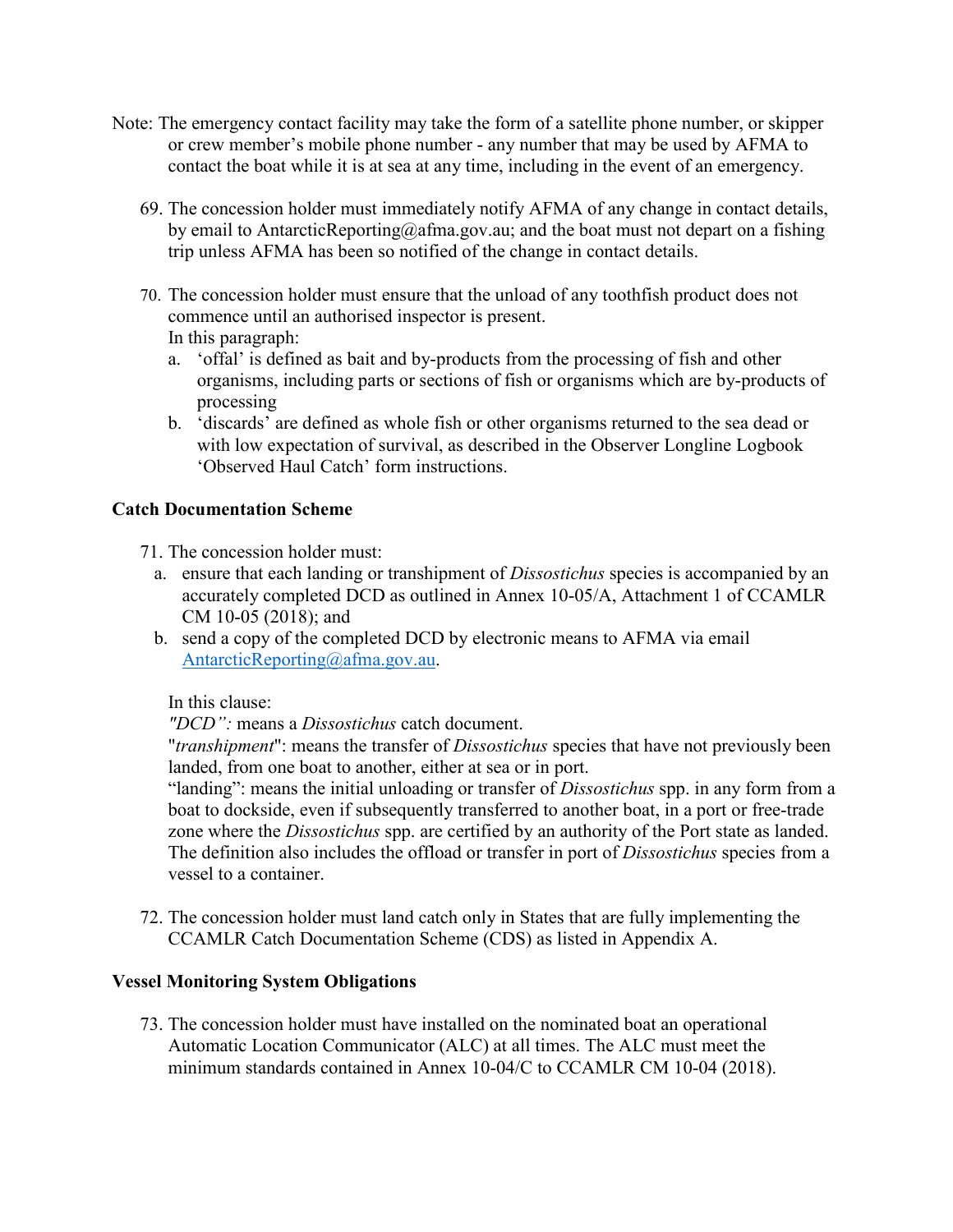Note: The emergency contact facility may take the form of a satellite phone number, or skipper or crew member's mobile phone number - any number that may be used by AFMA to contact the boat while it is at sea at any time, including in the event of an emergency.

69. The concession holder must immediately notify AFMA of any change in contact details, by email to AntarcticReporting@afma.gov.au; and the boat must not depart on a fishing trip unless AFMA has been so notified of the change in contact details.

70. The concession holder must ensure that the unload of any toothfish product does not commence until an authorised inspector is present.
    In this paragraph:
    a. 'offal' is defined as bait and by-products from the processing of fish and other organisms, including parts or sections of fish or organisms which are by-products of processing
    b. 'discards' are defined as whole fish or other organisms returned to the sea dead or with low expectation of survival, as described in the Observer Longline Logbook 'Observed Haul Catch' form instructions.

**Catch Documentation Scheme**

71. The concession holder must:
    a. ensure that each landing or transhipment of *Dissostichus* species is accompanied by an accurately completed DCD as outlined in Annex 10-05/A, Attachment 1 of CCAMLR CM 10-05 (2018); and
    b. send a copy of the completed DCD by electronic means to AFMA via email AntarcticReporting@afma.gov.au.

    In this clause:
    *"DCD":* means a *Dissostichus* catch document.
    "*transhipment*": means the transfer of *Dissostichus* species that have not previously been landed, from one boat to another, either at sea or in port.
    "landing": means the initial unloading or transfer of *Dissostichus* spp. in any form from a boat to dockside, even if subsequently transferred to another boat, in a port or free-trade zone where the *Dissostichus* spp. are certified by an authority of the Port state as landed. The definition also includes the offload or transfer in port of *Dissostichus* species from a vessel to a container.

72. The concession holder must land catch only in States that are fully implementing the CCAMLR Catch Documentation Scheme (CDS) as listed in Appendix A.

**Vessel Monitoring System Obligations**

73. The concession holder must have installed on the nominated boat an operational Automatic Location Communicator (ALC) at all times. The ALC must meet the minimum standards contained in Annex 10-04/C to CCAMLR CM 10-04 (2018).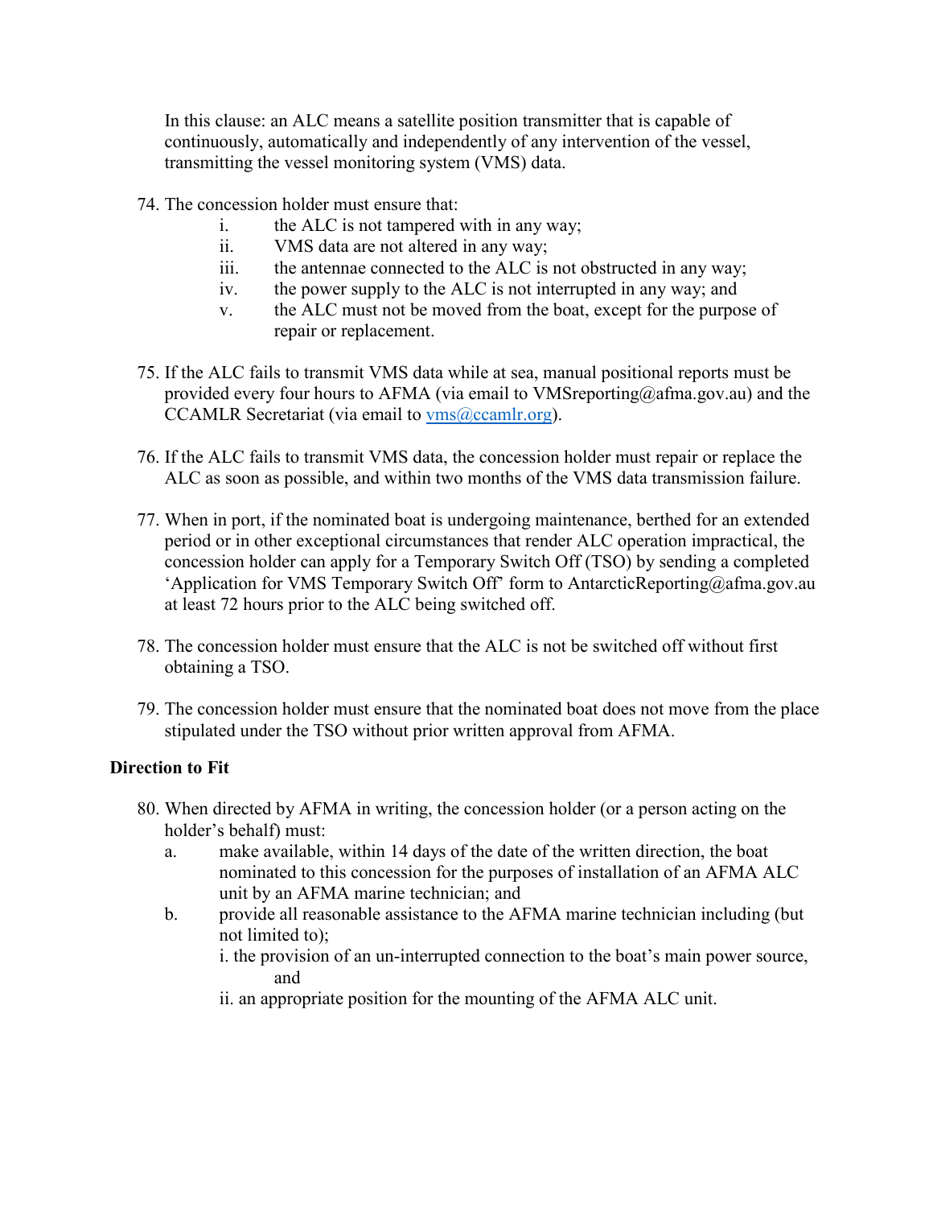In this clause: an ALC means a satellite position transmitter that is capable of continuously, automatically and independently of any intervention of the vessel, transmitting the vessel monitoring system (VMS) data.

74. The concession holder must ensure that:
    i. the ALC is not tampered with in any way;
    ii. VMS data are not altered in any way;
    iii. the antennae connected to the ALC is not obstructed in any way;
    iv. the power supply to the ALC is not interrupted in any way; and
    v. the ALC must not be moved from the boat, except for the purpose of repair or replacement.

75. If the ALC fails to transmit VMS data while at sea, manual positional reports must be provided every four hours to AFMA (via email to VMSreporting@afma.gov.au) and the CCAMLR Secretariat (via email to vms@ccamlr.org).

76. If the ALC fails to transmit VMS data, the concession holder must repair or replace the ALC as soon as possible, and within two months of the VMS data transmission failure.

77. When in port, if the nominated boat is undergoing maintenance, berthed for an extended period or in other exceptional circumstances that render ALC operation impractical, the concession holder can apply for a Temporary Switch Off (TSO) by sending a completed 'Application for VMS Temporary Switch Off' form to AntarcticReporting@afma.gov.au at least 72 hours prior to the ALC being switched off.

78. The concession holder must ensure that the ALC is not be switched off without first obtaining a TSO.

79. The concession holder must ensure that the nominated boat does not move from the place stipulated under the TSO without prior written approval from AFMA.

**Direction to Fit**

80. When directed by AFMA in writing, the concession holder (or a person acting on the holder's behalf) must:
    a. make available, within 14 days of the date of the written direction, the boat nominated to this concession for the purposes of installation of an AFMA ALC unit by an AFMA marine technician; and
    b. provide all reasonable assistance to the AFMA marine technician including (but not limited to);
        i. the provision of an un-interrupted connection to the boat's main power source, and
        ii. an appropriate position for the mounting of the AFMA ALC unit.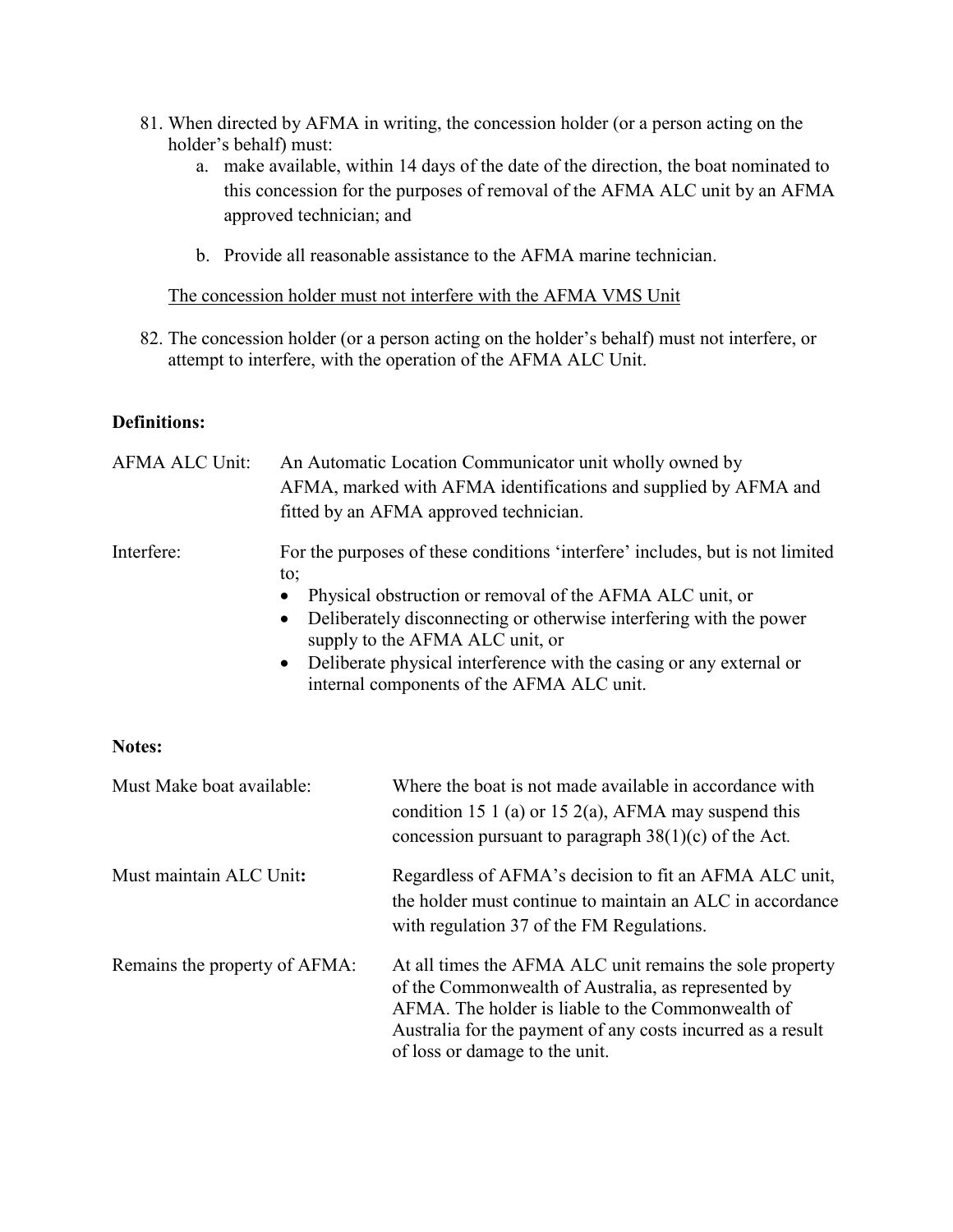81. When directed by AFMA in writing, the concession holder (or a person acting on the holder's behalf) must:
    a. make available, within 14 days of the date of the direction, the boat nominated to this concession for the purposes of removal of the AFMA ALC unit by an AFMA approved technician; and

    b. Provide all reasonable assistance to the AFMA marine technician.

<u>The concession holder must not interfere with the AFMA VMS Unit</u>

82. The concession holder (or a person acting on the holder's behalf) must not interfere, or attempt to interfere, with the operation of the AFMA ALC Unit.

**Definitions:**

| | |
|---|---|
| AFMA ALC Unit: | An Automatic Location Communicator unit wholly owned by AFMA, marked with AFMA identifications and supplied by AFMA and fitted by an AFMA approved technician. |
| Interfere: | For the purposes of these conditions 'interfere' includes, but is not limited to; <br>• Physical obstruction or removal of the AFMA ALC unit, or <br>• Deliberately disconnecting or otherwise interfering with the power supply to the AFMA ALC unit, or <br>• Deliberate physical interference with the casing or any external or internal components of the AFMA ALC unit. |

**Notes:**

| | |
|---|---|
| Must Make boat available: | Where the boat is not made available in accordance with condition 15 1 (a) or 15 2(a), AFMA may suspend this concession pursuant to paragraph 38(1)(c) of the Act. |
| Must maintain ALC Unit**:** | Regardless of AFMA's decision to fit an AFMA ALC unit, the holder must continue to maintain an ALC in accordance with regulation 37 of the FM Regulations. |
| Remains the property of AFMA: | At all times the AFMA ALC unit remains the sole property of the Commonwealth of Australia, as represented by AFMA. The holder is liable to the Commonwealth of Australia for the payment of any costs incurred as a result of loss or damage to the unit. |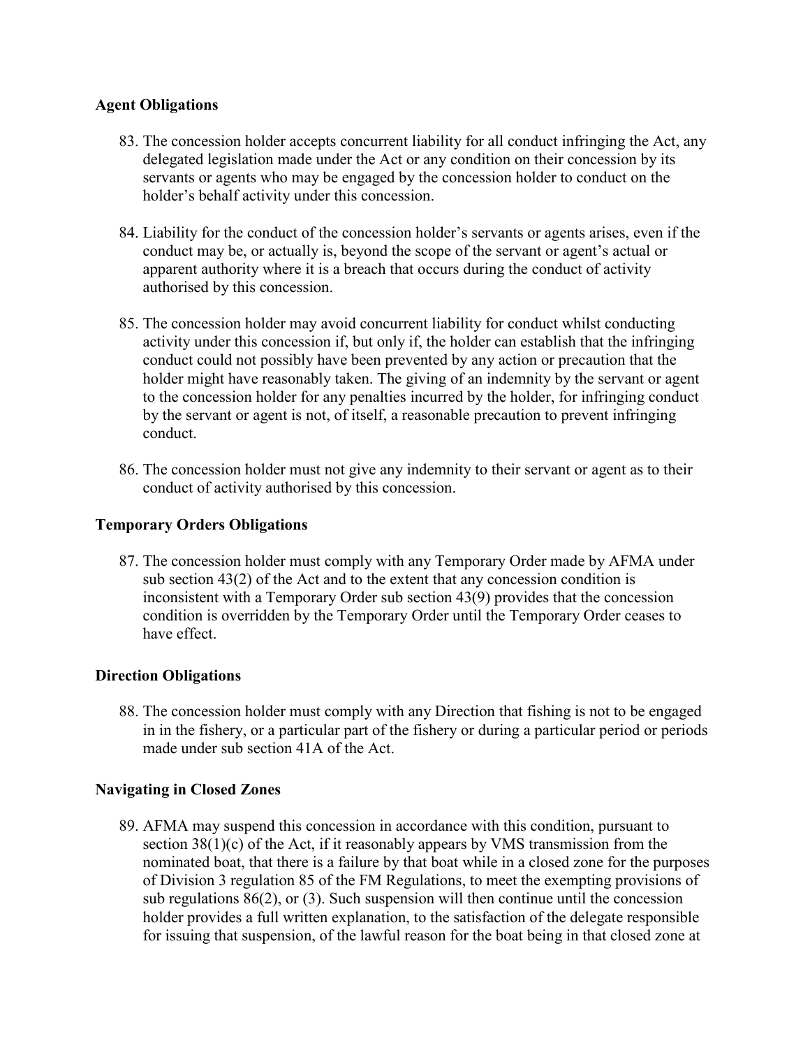**Agent Obligations**

83. The concession holder accepts concurrent liability for all conduct infringing the Act, any delegated legislation made under the Act or any condition on their concession by its servants or agents who may be engaged by the concession holder to conduct on the holder's behalf activity under this concession.

84. Liability for the conduct of the concession holder's servants or agents arises, even if the conduct may be, or actually is, beyond the scope of the servant or agent's actual or apparent authority where it is a breach that occurs during the conduct of activity authorised by this concession.

85. The concession holder may avoid concurrent liability for conduct whilst conducting activity under this concession if, but only if, the holder can establish that the infringing conduct could not possibly have been prevented by any action or precaution that the holder might have reasonably taken. The giving of an indemnity by the servant or agent to the concession holder for any penalties incurred by the holder, for infringing conduct by the servant or agent is not, of itself, a reasonable precaution to prevent infringing conduct.

86. The concession holder must not give any indemnity to their servant or agent as to their conduct of activity authorised by this concession.

**Temporary Orders Obligations**

87. The concession holder must comply with any Temporary Order made by AFMA under sub section 43(2) of the Act and to the extent that any concession condition is inconsistent with a Temporary Order sub section 43(9) provides that the concession condition is overridden by the Temporary Order until the Temporary Order ceases to have effect.

**Direction Obligations**

88. The concession holder must comply with any Direction that fishing is not to be engaged in in the fishery, or a particular part of the fishery or during a particular period or periods made under sub section 41A of the Act.

**Navigating in Closed Zones**

89. AFMA may suspend this concession in accordance with this condition, pursuant to section 38(1)(c) of the Act, if it reasonably appears by VMS transmission from the nominated boat, that there is a failure by that boat while in a closed zone for the purposes of Division 3 regulation 85 of the FM Regulations, to meet the exempting provisions of sub regulations 86(2), or (3). Such suspension will then continue until the concession holder provides a full written explanation, to the satisfaction of the delegate responsible for issuing that suspension, of the lawful reason for the boat being in that closed zone at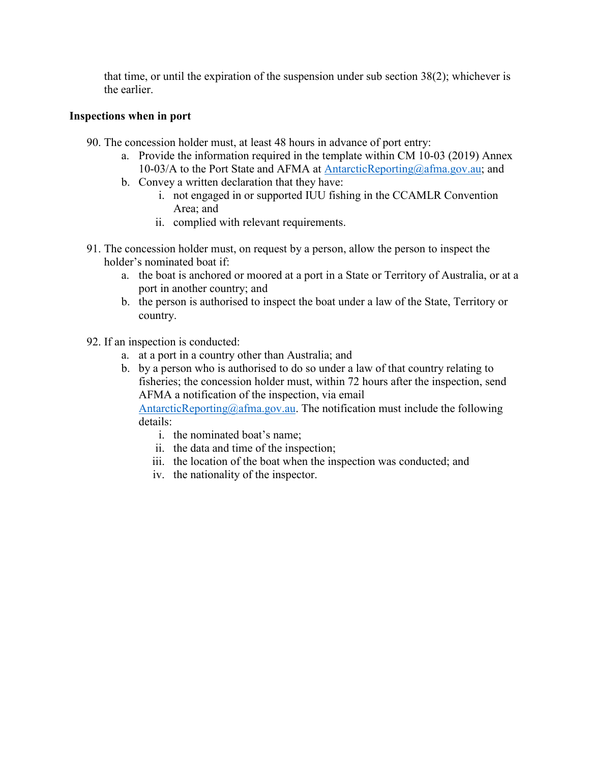that time, or until the expiration of the suspension under sub section 38(2); whichever is the earlier.

**Inspections when in port**

90. The concession holder must, at least 48 hours in advance of port entry:
    a. Provide the information required in the template within CM 10-03 (2019) Annex 10-03/A to the Port State and AFMA at AntarcticReporting@afma.gov.au; and
    b. Convey a written declaration that they have:
        i. not engaged in or supported IUU fishing in the CCAMLR Convention Area; and
        ii. complied with relevant requirements.

91. The concession holder must, on request by a person, allow the person to inspect the holder's nominated boat if:
    a. the boat is anchored or moored at a port in a State or Territory of Australia, or at a port in another country; and
    b. the person is authorised to inspect the boat under a law of the State, Territory or country.

92. If an inspection is conducted:
    a. at a port in a country other than Australia; and
    b. by a person who is authorised to do so under a law of that country relating to fisheries; the concession holder must, within 72 hours after the inspection, send AFMA a notification of the inspection, via email AntarcticReporting@afma.gov.au. The notification must include the following details:
        i. the nominated boat's name;
        ii. the data and time of the inspection;
        iii. the location of the boat when the inspection was conducted; and
        iv. the nationality of the inspector.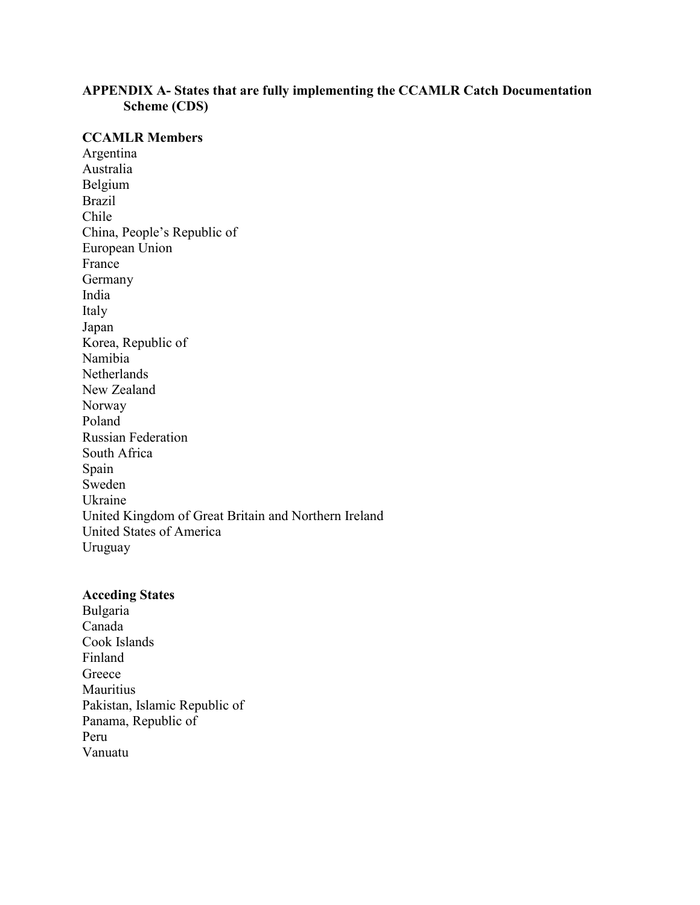## APPENDIX A- States that are fully implementing the CCAMLR Catch Documentation Scheme (CDS)

**CCAMLR Members**

Argentina
Australia
Belgium
Brazil
Chile
China, People's Republic of
European Union
France
Germany
India
Italy
Japan
Korea, Republic of
Namibia
Netherlands
New Zealand
Norway
Poland
Russian Federation
South Africa
Spain
Sweden
Ukraine
United Kingdom of Great Britain and Northern Ireland
United States of America
Uruguay

**Acceding States**

Bulgaria
Canada
Cook Islands
Finland
Greece
Mauritius
Pakistan, Islamic Republic of
Panama, Republic of
Peru
Vanuatu